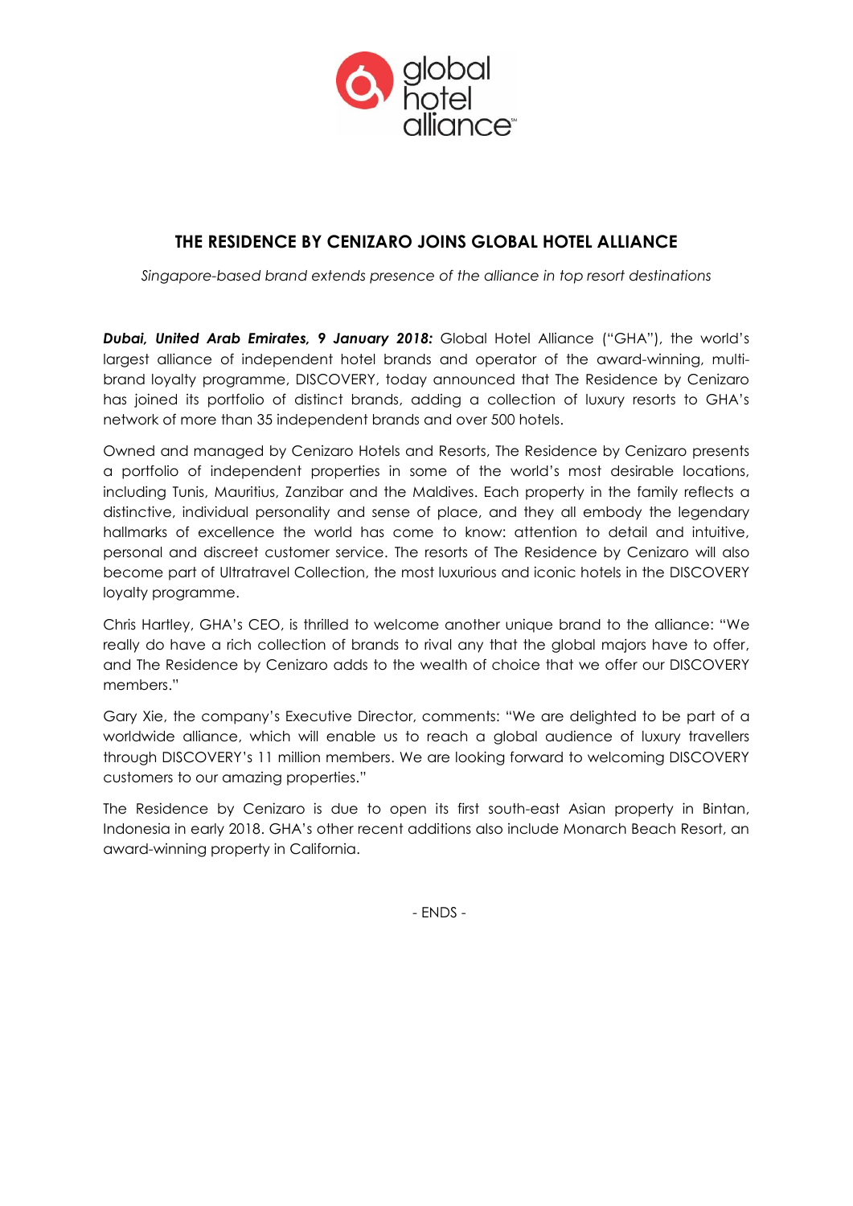## THE RESIDENCE BY CENIZARO JOINS GLOBAL HOTEL ALLIANCE

*Singapore-based brand extends presence of the alliance in top resort destinations*

***Dubai, United Arab Emirates, 9 January 2018:*** Global Hotel Alliance ("GHA"), the world's largest alliance of independent hotel brands and operator of the award-winning, multi-brand loyalty programme, DISCOVERY, today announced that The Residence by Cenizaro has joined its portfolio of distinct brands, adding a collection of luxury resorts to GHA's network of more than 35 independent brands and over 500 hotels.

Owned and managed by Cenizaro Hotels and Resorts, The Residence by Cenizaro presents a portfolio of independent properties in some of the world's most desirable locations, including Tunis, Mauritius, Zanzibar and the Maldives. Each property in the family reflects a distinctive, individual personality and sense of place, and they all embody the legendary hallmarks of excellence the world has come to know: attention to detail and intuitive, personal and discreet customer service. The resorts of The Residence by Cenizaro will also become part of Ultratravel Collection, the most luxurious and iconic hotels in the DISCOVERY loyalty programme.

Chris Hartley, GHA's CEO, is thrilled to welcome another unique brand to the alliance: "We really do have a rich collection of brands to rival any that the global majors have to offer, and The Residence by Cenizaro adds to the wealth of choice that we offer our DISCOVERY members."

Gary Xie, the company's Executive Director, comments: "We are delighted to be part of a worldwide alliance, which will enable us to reach a global audience of luxury travellers through DISCOVERY's 11 million members. We are looking forward to welcoming DISCOVERY customers to our amazing properties."

The Residence by Cenizaro is due to open its first south-east Asian property in Bintan, Indonesia in early 2018. GHA's other recent additions also include Monarch Beach Resort, an award-winning property in California.

- ENDS -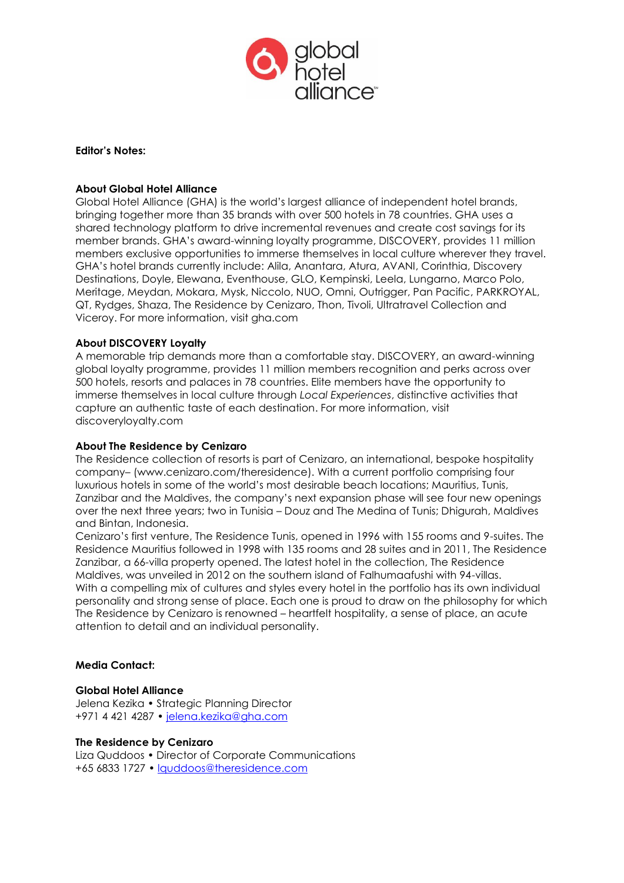**Editor's Notes:**

**About Global Hotel Alliance**

Global Hotel Alliance (GHA) is the world's largest alliance of independent hotel brands, bringing together more than 35 brands with over 500 hotels in 78 countries. GHA uses a shared technology platform to drive incremental revenues and create cost savings for its member brands. GHA's award-winning loyalty programme, DISCOVERY, provides 11 million members exclusive opportunities to immerse themselves in local culture wherever they travel. GHA's hotel brands currently include: Alila, Anantara, Atura, AVANI, Corinthia, Discovery Destinations, Doyle, Elewana, Eventhouse, GLO, Kempinski, Leela, Lungarno, Marco Polo, Meritage, Meydan, Mokara, Mysk, Niccolo, NUO, Omni, Outrigger, Pan Pacific, PARKROYAL, QT, Rydges, Shaza, The Residence by Cenizaro, Thon, Tivoli, Ultratravel Collection and Viceroy. For more information, visit gha.com

**About DISCOVERY Loyalty**

A memorable trip demands more than a comfortable stay. DISCOVERY, an award-winning global loyalty programme, provides 11 million members recognition and perks across over 500 hotels, resorts and palaces in 78 countries. Elite members have the opportunity to immerse themselves in local culture through *Local Experiences*, distinctive activities that capture an authentic taste of each destination. For more information, visit discoveryloyalty.com

**About The Residence by Cenizaro**

The Residence collection of resorts is part of Cenizaro, an international, bespoke hospitality company– (www.cenizaro.com/theresidence). With a current portfolio comprising four luxurious hotels in some of the world's most desirable beach locations; Mauritius, Tunis, Zanzibar and the Maldives, the company's next expansion phase will see four new openings over the next three years; two in Tunisia – Douz and The Medina of Tunis; Dhigurah, Maldives and Bintan, Indonesia.

Cenizaro's first venture, The Residence Tunis, opened in 1996 with 155 rooms and 9-suites. The Residence Mauritius followed in 1998 with 135 rooms and 28 suites and in 2011, The Residence Zanzibar, a 66-villa property opened. The latest hotel in the collection, The Residence Maldives, was unveiled in 2012 on the southern island of Falhumaafushi with 94-villas.

With a compelling mix of cultures and styles every hotel in the portfolio has its own individual personality and strong sense of place. Each one is proud to draw on the philosophy for which The Residence by Cenizaro is renowned – heartfelt hospitality, a sense of place, an acute attention to detail and an individual personality.

**Media Contact:**

**Global Hotel Alliance**

Jelena Kezika • Strategic Planning Director
+971 4 421 4287 • jelena.kezika@gha.com

**The Residence by Cenizaro**

Liza Quddoos • Director of Corporate Communications
+65 6833 1727 • lquddoos@theresidence.com